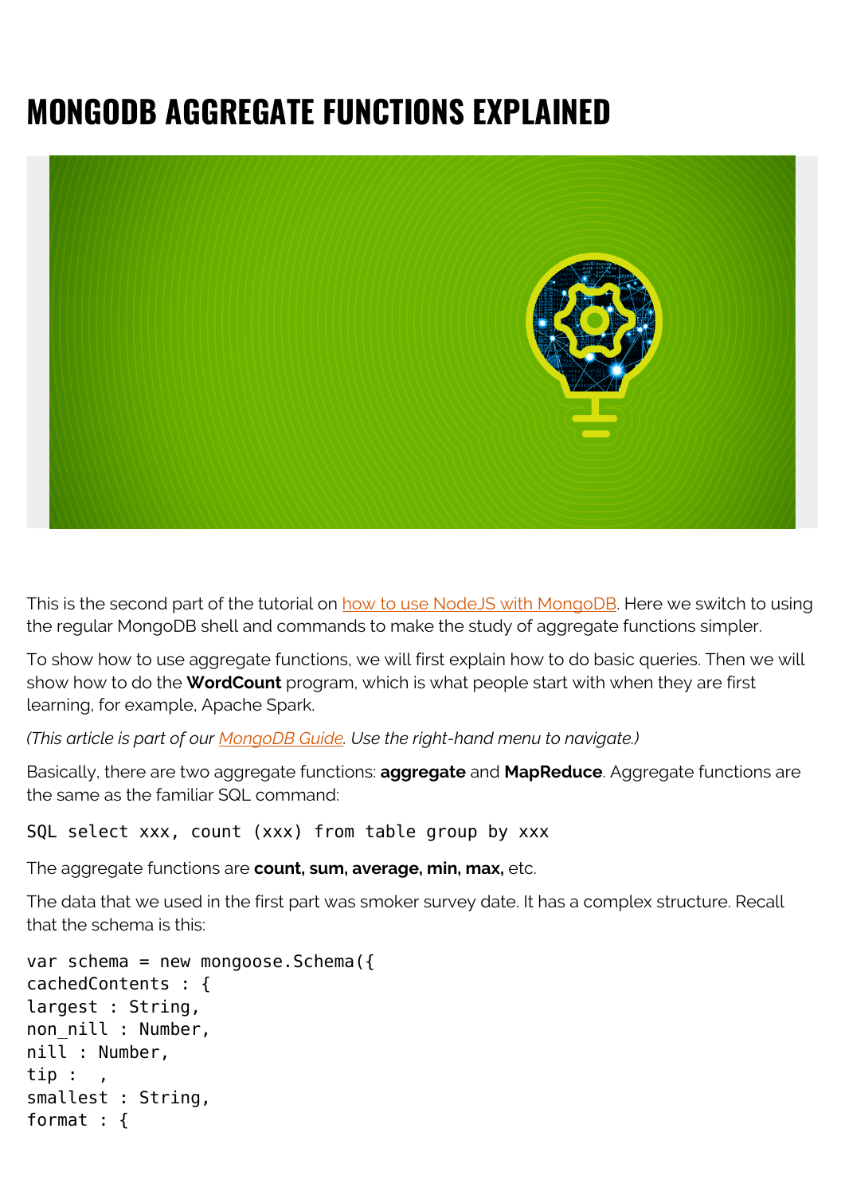# MONGODB AGGREGATE FUNCTIONS EXPLAINED

This is the second part of the tutorial on how to use NodeJS with MongoDB. Here we switch to using the regular MongoDB shell and commands to make the study of aggregate functions simpler.

To show how to use aggregate functions, we will first explain how to do basic queries. Then we will show how to do the **WordCount** program, which is what people start with when they are first learning, for example, Apache Spark.

*(This article is part of our MongoDB Guide. Use the right-hand menu to navigate.)*

Basically, there are two aggregate functions: **aggregate** and **MapReduce**. Aggregate functions are the same as the familiar SQL command:

```
SQL select xxx, count (xxx) from table group by xxx
```

The aggregate functions are **count, sum, average, min, max,** etc.

The data that we used in the first part was smoker survey date. It has a complex structure. Recall that the schema is this:

```
var schema = new mongoose.Schema({
cachedContents : {
largest : String,
non_nill : Number,
nill : Number,
tip :  ,
smallest : String,
format : {
```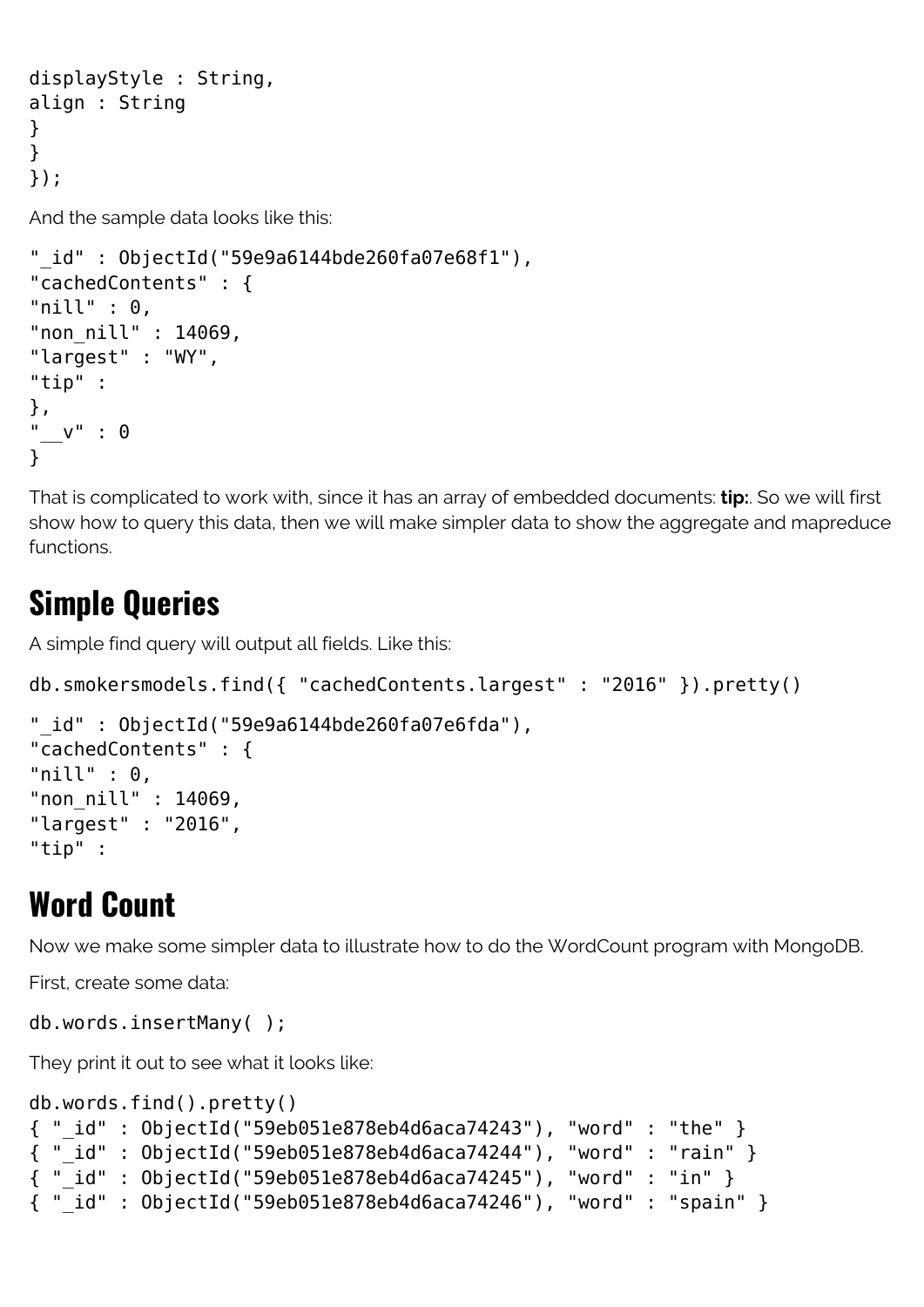```
displayStyle : String,
align : String
}
}
});
```

And the sample data looks like this:

```
"_id" : ObjectId("59e9a6144bde260fa07e68f1"),
"cachedContents" : {
"nill" : 0,
"non_nill" : 14069,
"largest" : "WY",
"tip" :
},
"__v" : 0
}
```

That is complicated to work with, since it has an array of embedded documents: **tip:**. So we will first show how to query this data, then we will make simpler data to show the aggregate and mapreduce functions.

## Simple Queries

A simple find query will output all fields. Like this:

```
db.smokersmodels.find({ "cachedContents.largest" : "2016" }).pretty()
```

```
"_id" : ObjectId("59e9a6144bde260fa07e6fda"),
"cachedContents" : {
"nill" : 0,
"non_nill" : 14069,
"largest" : "2016",
"tip" :
```

## Word Count

Now we make some simpler data to illustrate how to do the WordCount program with MongoDB.

First, create some data:

```
db.words.insertMany( );
```

They print it out to see what it looks like:

```
db.words.find().pretty()
{ "_id" : ObjectId("59eb051e878eb4d6aca74243"), "word" : "the" }
{ "_id" : ObjectId("59eb051e878eb4d6aca74244"), "word" : "rain" }
{ "_id" : ObjectId("59eb051e878eb4d6aca74245"), "word" : "in" }
{ "_id" : ObjectId("59eb051e878eb4d6aca74246"), "word" : "spain" }
```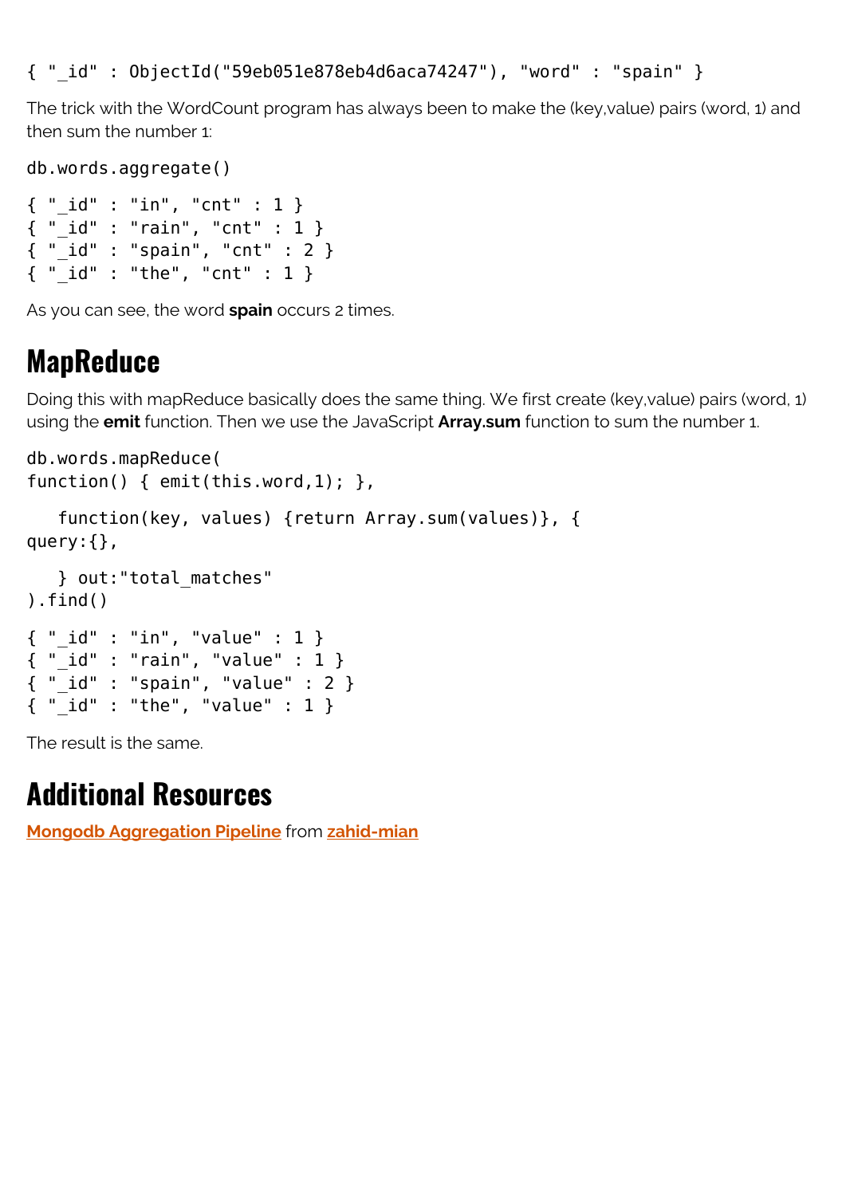```
{ "_id" : ObjectId("59eb051e878eb4d6aca74247"), "word" : "spain" }
```

The trick with the WordCount program has always been to make the (key,value) pairs (word, 1) and then sum the number 1:

```
db.words.aggregate()
```

```
{ "_id" : "in", "cnt" : 1 }
{ "_id" : "rain", "cnt" : 1 }
{ "_id" : "spain", "cnt" : 2 }
{ "_id" : "the", "cnt" : 1 }
```

As you can see, the word **spain** occurs 2 times.

## MapReduce

Doing this with mapReduce basically does the same thing. We first create (key,value) pairs (word, 1) using the **emit** function. Then we use the JavaScript **Array.sum** function to sum the number 1.

```
db.words.mapReduce(
function() { emit(this.word,1); },

   function(key, values) {return Array.sum(values)}, {
query:{},

   } out:"total_matches"
).find()
```

```
{ "_id" : "in", "value" : 1 }
{ "_id" : "rain", "value" : 1 }
{ "_id" : "spain", "value" : 2 }
{ "_id" : "the", "value" : 1 }
```

The result is the same.

## Additional Resources

**Mongodb Aggregation Pipeline** from **zahid-mian**